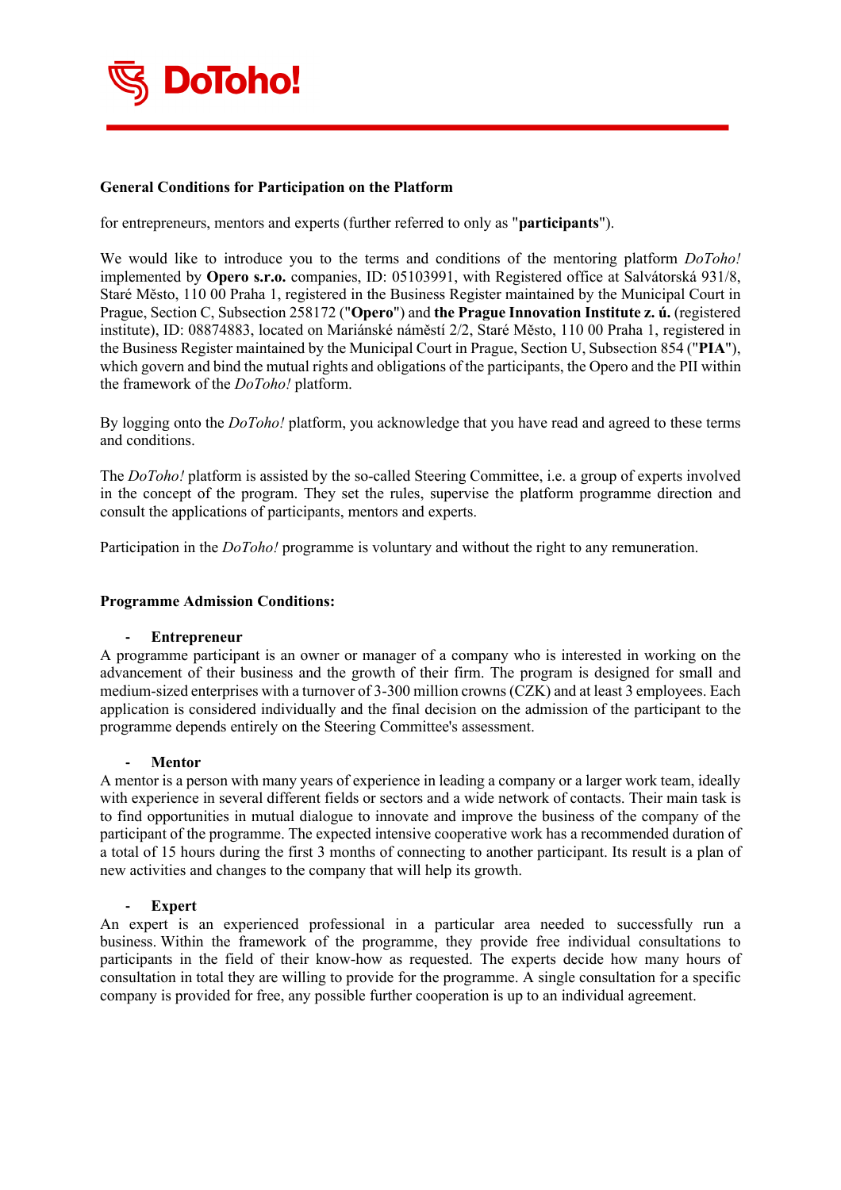DoToho!

**General Conditions for Participation on the Platform**

for entrepreneurs, mentors and experts (further referred to only as "**participants**").

We would like to introduce you to the terms and conditions of the mentoring platform *DoToho!* implemented by **Opero s.r.o.** companies, ID: 05103991, with Registered office at Salvátorská 931/8, Staré Město, 110 00 Praha 1, registered in the Business Register maintained by the Municipal Court in Prague, Section C, Subsection 258172 ("**Opero**") and **the Prague Innovation Institute z. ú.** (registered institute), ID: 08874883, located on Mariánské náměstí 2/2, Staré Město, 110 00 Praha 1, registered in the Business Register maintained by the Municipal Court in Prague, Section U, Subsection 854 ("**PIA**"), which govern and bind the mutual rights and obligations of the participants, the Opero and the PII within the framework of the *DoToho!* platform.

By logging onto the *DoToho!* platform, you acknowledge that you have read and agreed to these terms and conditions.

The *DoToho!* platform is assisted by the so-called Steering Committee, i.e. a group of experts involved in the concept of the program. They set the rules, supervise the platform programme direction and consult the applications of participants, mentors and experts.

Participation in the *DoToho!* programme is voluntary and without the right to any remuneration.

**Programme Admission Conditions:**

- **Entrepreneur**

A programme participant is an owner or manager of a company who is interested in working on the advancement of their business and the growth of their firm. The program is designed for small and medium-sized enterprises with a turnover of 3-300 million crowns (CZK) and at least 3 employees. Each application is considered individually and the final decision on the admission of the participant to the programme depends entirely on the Steering Committee's assessment.

- **Mentor**

A mentor is a person with many years of experience in leading a company or a larger work team, ideally with experience in several different fields or sectors and a wide network of contacts. Their main task is to find opportunities in mutual dialogue to innovate and improve the business of the company of the participant of the programme. The expected intensive cooperative work has a recommended duration of a total of 15 hours during the first 3 months of connecting to another participant. Its result is a plan of new activities and changes to the company that will help its growth.

- **Expert**

An expert is an experienced professional in a particular area needed to successfully run a business. Within the framework of the programme, they provide free individual consultations to participants in the field of their know-how as requested. The experts decide how many hours of consultation in total they are willing to provide for the programme. A single consultation for a specific company is provided for free, any possible further cooperation is up to an individual agreement.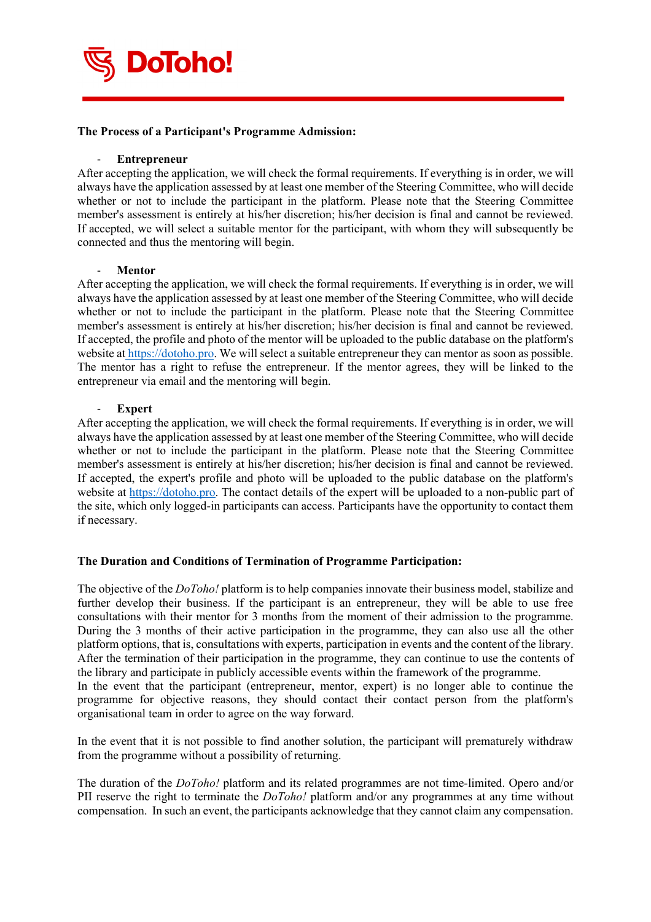**The Process of a Participant's Programme Admission:**

- **Entrepreneur**

After accepting the application, we will check the formal requirements. If everything is in order, we will always have the application assessed by at least one member of the Steering Committee, who will decide whether or not to include the participant in the platform. Please note that the Steering Committee member's assessment is entirely at his/her discretion; his/her decision is final and cannot be reviewed. If accepted, we will select a suitable mentor for the participant, with whom they will subsequently be connected and thus the mentoring will begin.

- **Mentor**

After accepting the application, we will check the formal requirements. If everything is in order, we will always have the application assessed by at least one member of the Steering Committee, who will decide whether or not to include the participant in the platform. Please note that the Steering Committee member's assessment is entirely at his/her discretion; his/her decision is final and cannot be reviewed. If accepted, the profile and photo of the mentor will be uploaded to the public database on the platform's website at https://dotoho.pro. We will select a suitable entrepreneur they can mentor as soon as possible. The mentor has a right to refuse the entrepreneur. If the mentor agrees, they will be linked to the entrepreneur via email and the mentoring will begin.

- **Expert**

After accepting the application, we will check the formal requirements. If everything is in order, we will always have the application assessed by at least one member of the Steering Committee, who will decide whether or not to include the participant in the platform. Please note that the Steering Committee member's assessment is entirely at his/her discretion; his/her decision is final and cannot be reviewed. If accepted, the expert's profile and photo will be uploaded to the public database on the platform's website at https://dotoho.pro. The contact details of the expert will be uploaded to a non-public part of the site, which only logged-in participants can access. Participants have the opportunity to contact them if necessary.

**The Duration and Conditions of Termination of Programme Participation:**

The objective of the *DoToho!* platform is to help companies innovate their business model, stabilize and further develop their business. If the participant is an entrepreneur, they will be able to use free consultations with their mentor for 3 months from the moment of their admission to the programme. During the 3 months of their active participation in the programme, they can also use all the other platform options, that is, consultations with experts, participation in events and the content of the library. After the termination of their participation in the programme, they can continue to use the contents of the library and participate in publicly accessible events within the framework of the programme.
In the event that the participant (entrepreneur, mentor, expert) is no longer able to continue the programme for objective reasons, they should contact their contact person from the platform's organisational team in order to agree on the way forward.

In the event that it is not possible to find another solution, the participant will prematurely withdraw from the programme without a possibility of returning.

The duration of the *DoToho!* platform and its related programmes are not time-limited. Opero and/or PII reserve the right to terminate the *DoToho!* platform and/or any programmes at any time without compensation. In such an event, the participants acknowledge that they cannot claim any compensation.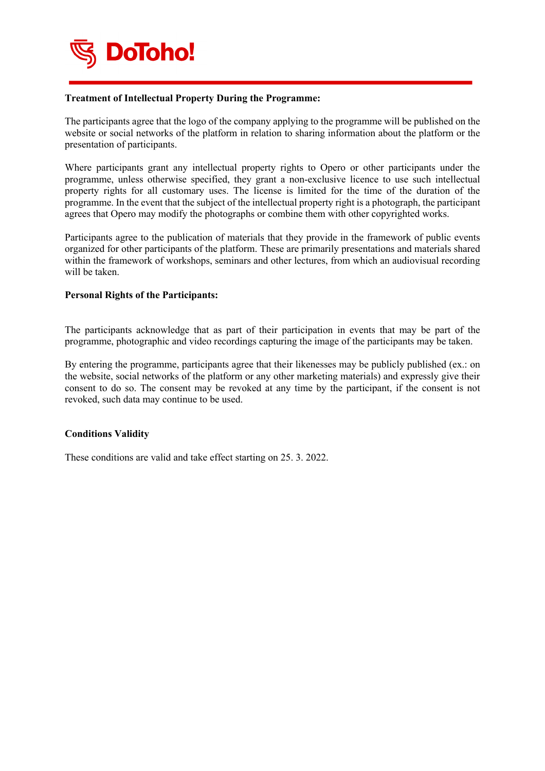**Treatment of Intellectual Property During the Programme:**

The participants agree that the logo of the company applying to the programme will be published on the website or social networks of the platform in relation to sharing information about the platform or the presentation of participants.

Where participants grant any intellectual property rights to Opero or other participants under the programme, unless otherwise specified, they grant a non-exclusive licence to use such intellectual property rights for all customary uses. The license is limited for the time of the duration of the programme. In the event that the subject of the intellectual property right is a photograph, the participant agrees that Opero may modify the photographs or combine them with other copyrighted works.

Participants agree to the publication of materials that they provide in the framework of public events organized for other participants of the platform. These are primarily presentations and materials shared within the framework of workshops, seminars and other lectures, from which an audiovisual recording will be taken.

**Personal Rights of the Participants:**

The participants acknowledge that as part of their participation in events that may be part of the programme, photographic and video recordings capturing the image of the participants may be taken.

By entering the programme, participants agree that their likenesses may be publicly published (ex.: on the website, social networks of the platform or any other marketing materials) and expressly give their consent to do so. The consent may be revoked at any time by the participant, if the consent is not revoked, such data may continue to be used.

**Conditions Validity**

These conditions are valid and take effect starting on 25. 3. 2022.